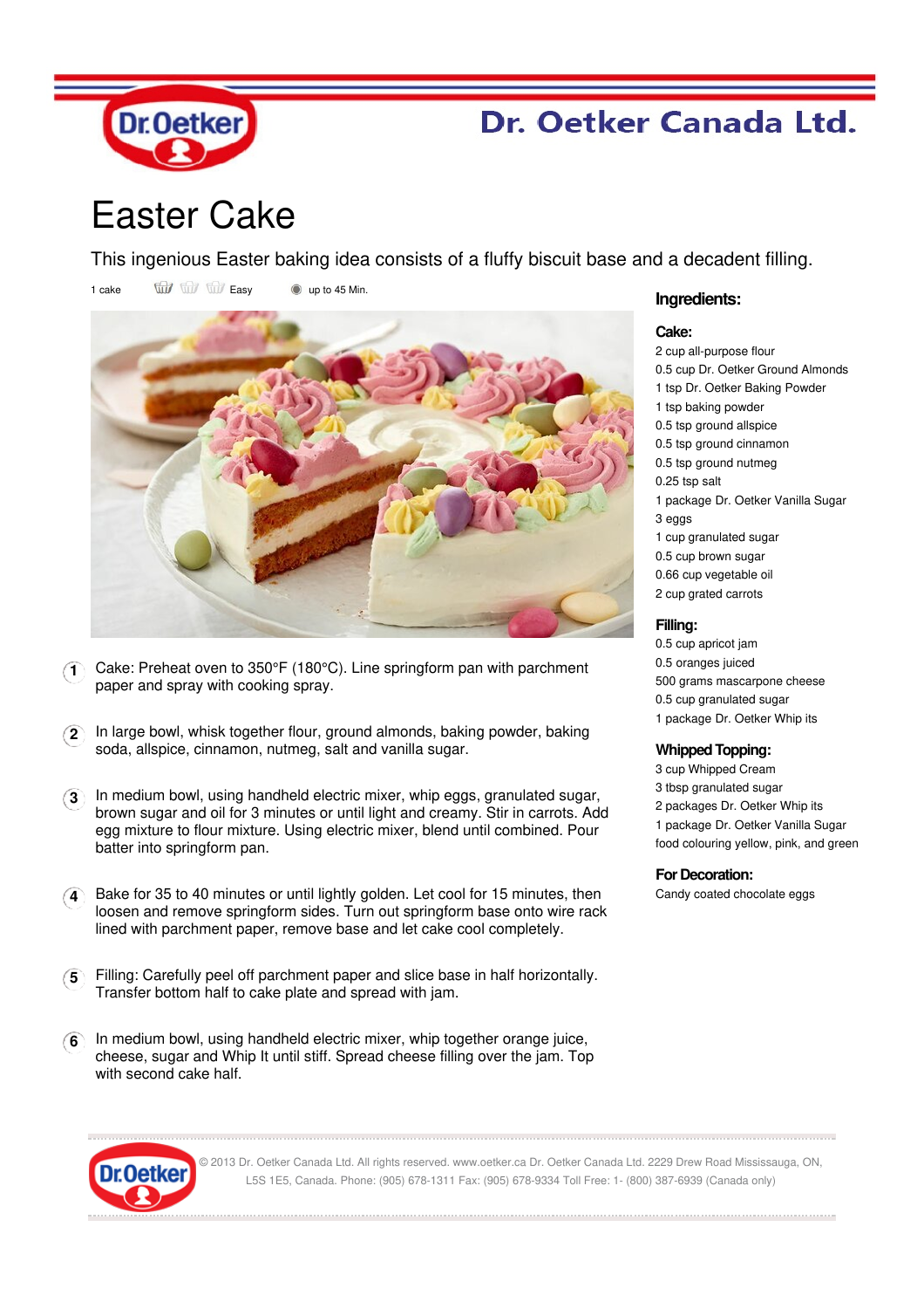Dr. Oetker Canada Ltd.

# Easter Cake

This ingenious Easter baking idea consists of a fluffy biscuit base and a decadent filling.

1 cake | Easy | up to 45 Min.

## Ingredients:

### Cake:

- 2 cup all-purpose flour
- 0.5 cup Dr. Oetker Ground Almonds
- 1 tsp Dr. Oetker Baking Powder
- 1 tsp baking powder
- 0.5 tsp ground allspice
- 0.5 tsp ground cinnamon
- 0.5 tsp ground nutmeg
- 0.25 tsp salt
- 1 package Dr. Oetker Vanilla Sugar
- 3 eggs
- 1 cup granulated sugar
- 0.5 cup brown sugar
- 0.66 cup vegetable oil
- 2 cup grated carrots

### Filling:

- 0.5 cup apricot jam
- 0.5 oranges juiced
- 500 grams mascarpone cheese
- 0.5 cup granulated sugar
- 1 package Dr. Oetker Whip its

### Whipped Topping:

- 3 cup Whipped Cream
- 3 tbsp granulated sugar
- 2 packages Dr. Oetker Whip its
- 1 package Dr. Oetker Vanilla Sugar
- food colouring yellow, pink, and green

### For Decoration:

- Candy coated chocolate eggs

1. Cake: Preheat oven to 350°F (180°C). Line springform pan with parchment paper and spray with cooking spray.
2. In large bowl, whisk together flour, ground almonds, baking powder, baking soda, allspice, cinnamon, nutmeg, salt and vanilla sugar.
3. In medium bowl, using handheld electric mixer, whip eggs, granulated sugar, brown sugar and oil for 3 minutes or until light and creamy. Stir in carrots. Add egg mixture to flour mixture. Using electric mixer, blend until combined. Pour batter into springform pan.
4. Bake for 35 to 40 minutes or until lightly golden. Let cool for 15 minutes, then loosen and remove springform sides. Turn out springform base onto wire rack lined with parchment paper, remove base and let cake cool completely.
5. Filling: Carefully peel off parchment paper and slice base in half horizontally. Transfer bottom half to cake plate and spread with jam.
6. In medium bowl, using handheld electric mixer, whip together orange juice, cheese, sugar and Whip It until stiff. Spread cheese filling over the jam. Top with second cake half.

© 2013 Dr. Oetker Canada Ltd. All rights reserved. www.oetker.ca Dr. Oetker Canada Ltd. 2229 Drew Road Mississauga, ON, L5S 1E5, Canada. Phone: (905) 678-1311 Fax: (905) 678-9334 Toll Free: 1- (800) 387-6939 (Canada only)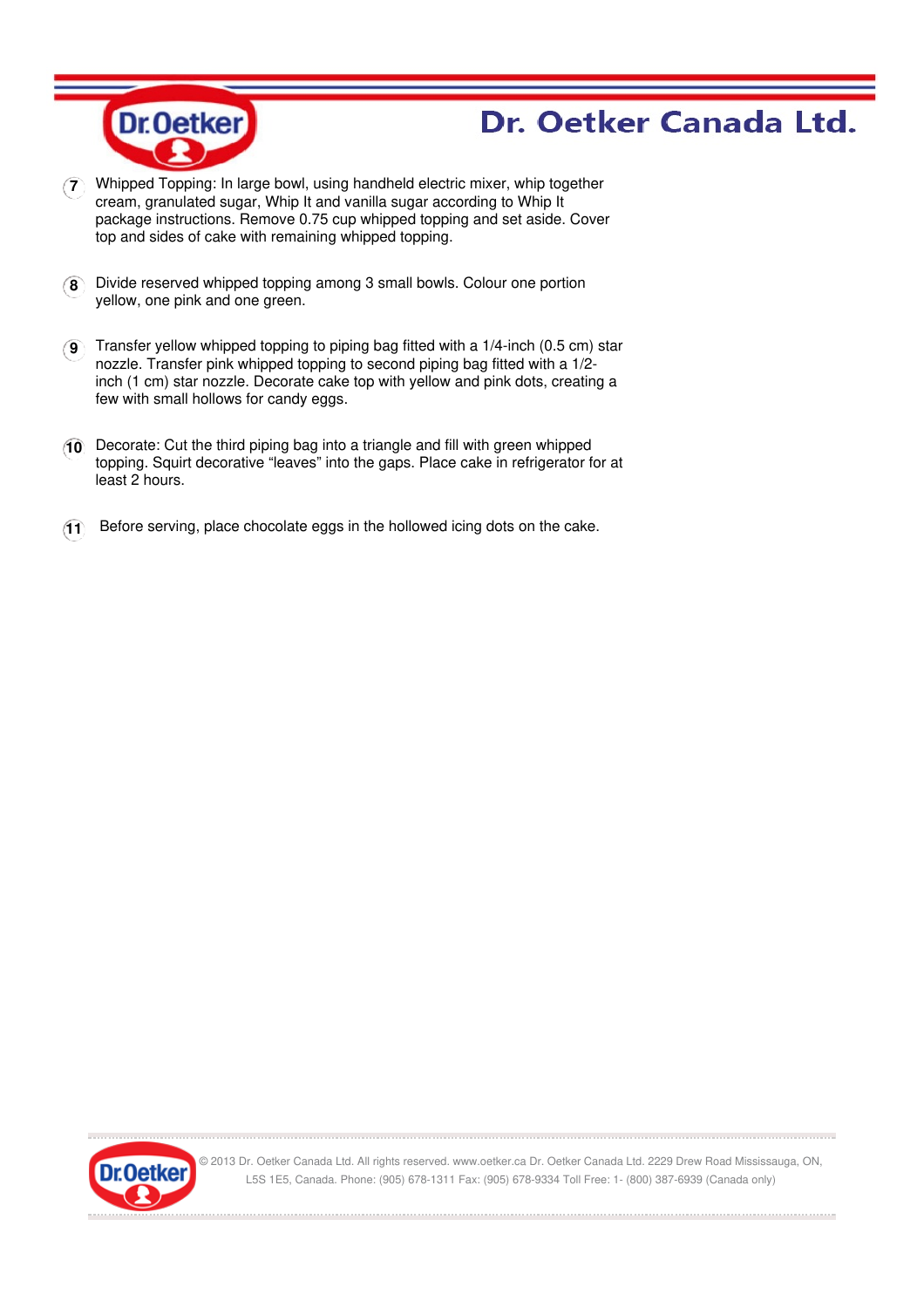7. Whipped Topping: In large bowl, using handheld electric mixer, whip together cream, granulated sugar, Whip It and vanilla sugar according to Whip It package instructions. Remove 0.75 cup whipped topping and set aside. Cover top and sides of cake with remaining whipped topping.

8. Divide reserved whipped topping among 3 small bowls. Colour one portion yellow, one pink and one green.

9. Transfer yellow whipped topping to piping bag fitted with a 1/4-inch (0.5 cm) star nozzle. Transfer pink whipped topping to second piping bag fitted with a 1/2-inch (1 cm) star nozzle. Decorate cake top with yellow and pink dots, creating a few with small hollows for candy eggs.

10. Decorate: Cut the third piping bag into a triangle and fill with green whipped topping. Squirt decorative “leaves” into the gaps. Place cake in refrigerator for at least 2 hours.

11. Before serving, place chocolate eggs in the hollowed icing dots on the cake.